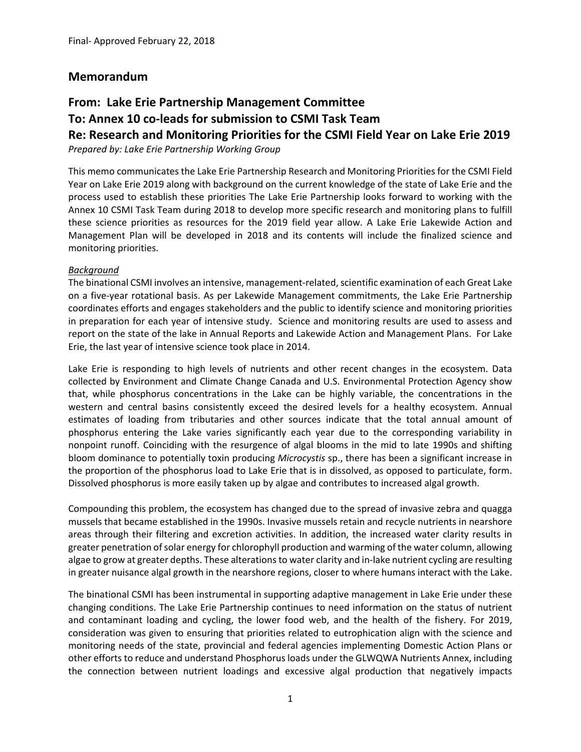Final- Approved February 22, 2018

## Memorandum

## From: Lake Erie Partnership Management Committee
## To: Annex 10 co-leads for submission to CSMI Task Team
## Re: Research and Monitoring Priorities for the CSMI Field Year on Lake Erie 2019

*Prepared by: Lake Erie Partnership Working Group*

This memo communicates the Lake Erie Partnership Research and Monitoring Priorities for the CSMI Field Year on Lake Erie 2019 along with background on the current knowledge of the state of Lake Erie and the process used to establish these priorities The Lake Erie Partnership looks forward to working with the Annex 10 CSMI Task Team during 2018 to develop more specific research and monitoring plans to fulfill these science priorities as resources for the 2019 field year allow. A Lake Erie Lakewide Action and Management Plan will be developed in 2018 and its contents will include the finalized science and monitoring priorities.

*Background*

The binational CSMI involves an intensive, management-related, scientific examination of each Great Lake on a five-year rotational basis. As per Lakewide Management commitments, the Lake Erie Partnership coordinates efforts and engages stakeholders and the public to identify science and monitoring priorities in preparation for each year of intensive study. Science and monitoring results are used to assess and report on the state of the lake in Annual Reports and Lakewide Action and Management Plans. For Lake Erie, the last year of intensive science took place in 2014.

Lake Erie is responding to high levels of nutrients and other recent changes in the ecosystem. Data collected by Environment and Climate Change Canada and U.S. Environmental Protection Agency show that, while phosphorus concentrations in the Lake can be highly variable, the concentrations in the western and central basins consistently exceed the desired levels for a healthy ecosystem. Annual estimates of loading from tributaries and other sources indicate that the total annual amount of phosphorus entering the Lake varies significantly each year due to the corresponding variability in nonpoint runoff. Coinciding with the resurgence of algal blooms in the mid to late 1990s and shifting bloom dominance to potentially toxin producing *Microcystis* sp., there has been a significant increase in the proportion of the phosphorus load to Lake Erie that is in dissolved, as opposed to particulate, form. Dissolved phosphorus is more easily taken up by algae and contributes to increased algal growth.

Compounding this problem, the ecosystem has changed due to the spread of invasive zebra and quagga mussels that became established in the 1990s. Invasive mussels retain and recycle nutrients in nearshore areas through their filtering and excretion activities. In addition, the increased water clarity results in greater penetration of solar energy for chlorophyll production and warming of the water column, allowing algae to grow at greater depths. These alterations to water clarity and in-lake nutrient cycling are resulting in greater nuisance algal growth in the nearshore regions, closer to where humans interact with the Lake.

The binational CSMI has been instrumental in supporting adaptive management in Lake Erie under these changing conditions. The Lake Erie Partnership continues to need information on the status of nutrient and contaminant loading and cycling, the lower food web, and the health of the fishery. For 2019, consideration was given to ensuring that priorities related to eutrophication align with the science and monitoring needs of the state, provincial and federal agencies implementing Domestic Action Plans or other efforts to reduce and understand Phosphorus loads under the GLWQWA Nutrients Annex, including the connection between nutrient loadings and excessive algal production that negatively impacts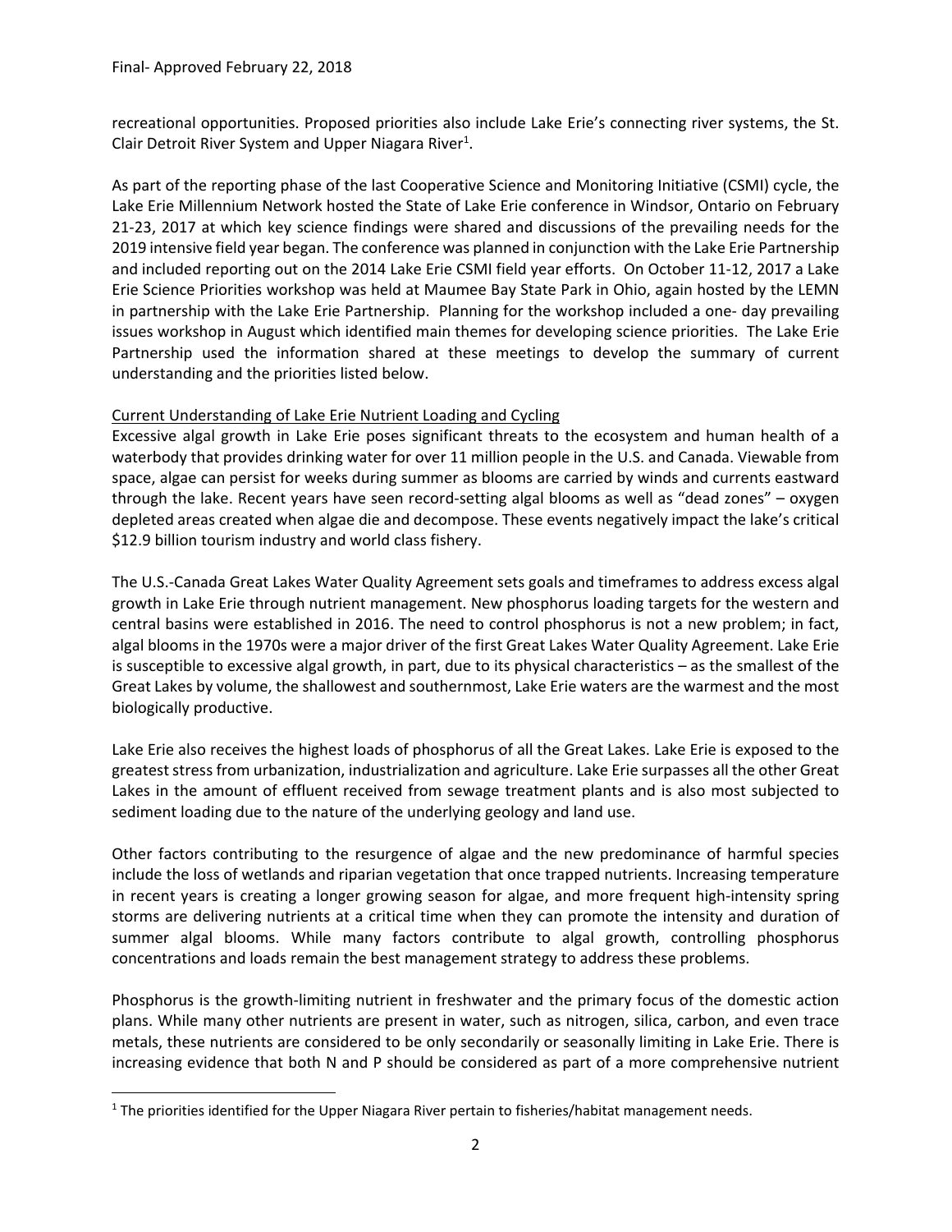recreational opportunities. Proposed priorities also include Lake Erie's connecting river systems, the St. Clair Detroit River System and Upper Niagara River[1].

As part of the reporting phase of the last Cooperative Science and Monitoring Initiative (CSMI) cycle, the Lake Erie Millennium Network hosted the State of Lake Erie conference in Windsor, Ontario on February 21-23, 2017 at which key science findings were shared and discussions of the prevailing needs for the 2019 intensive field year began. The conference was planned in conjunction with the Lake Erie Partnership and included reporting out on the 2014 Lake Erie CSMI field year efforts. On October 11-12, 2017 a Lake Erie Science Priorities workshop was held at Maumee Bay State Park in Ohio, again hosted by the LEMN in partnership with the Lake Erie Partnership. Planning for the workshop included a one- day prevailing issues workshop in August which identified main themes for developing science priorities. The Lake Erie Partnership used the information shared at these meetings to develop the summary of current understanding and the priorities listed below.

<u>Current Understanding of Lake Erie Nutrient Loading and Cycling</u>

Excessive algal growth in Lake Erie poses significant threats to the ecosystem and human health of a waterbody that provides drinking water for over 11 million people in the U.S. and Canada. Viewable from space, algae can persist for weeks during summer as blooms are carried by winds and currents eastward through the lake. Recent years have seen record-setting algal blooms as well as "dead zones" – oxygen depleted areas created when algae die and decompose. These events negatively impact the lake's critical $12.9 billion tourism industry and world class fishery.

The U.S.-Canada Great Lakes Water Quality Agreement sets goals and timeframes to address excess algal growth in Lake Erie through nutrient management. New phosphorus loading targets for the western and central basins were established in 2016. The need to control phosphorus is not a new problem; in fact, algal blooms in the 1970s were a major driver of the first Great Lakes Water Quality Agreement. Lake Erie is susceptible to excessive algal growth, in part, due to its physical characteristics – as the smallest of the Great Lakes by volume, the shallowest and southernmost, Lake Erie waters are the warmest and the most biologically productive.

Lake Erie also receives the highest loads of phosphorus of all the Great Lakes. Lake Erie is exposed to the greatest stress from urbanization, industrialization and agriculture. Lake Erie surpasses all the other Great Lakes in the amount of effluent received from sewage treatment plants and is also most subjected to sediment loading due to the nature of the underlying geology and land use.

Other factors contributing to the resurgence of algae and the new predominance of harmful species include the loss of wetlands and riparian vegetation that once trapped nutrients. Increasing temperature in recent years is creating a longer growing season for algae, and more frequent high-intensity spring storms are delivering nutrients at a critical time when they can promote the intensity and duration of summer algal blooms. While many factors contribute to algal growth, controlling phosphorus concentrations and loads remain the best management strategy to address these problems.

Phosphorus is the growth-limiting nutrient in freshwater and the primary focus of the domestic action plans. While many other nutrients are present in water, such as nitrogen, silica, carbon, and even trace metals, these nutrients are considered to be only secondarily or seasonally limiting in Lake Erie. There is increasing evidence that both N and P should be considered as part of a more comprehensive nutrient

[1] The priorities identified for the Upper Niagara River pertain to fisheries/habitat management needs.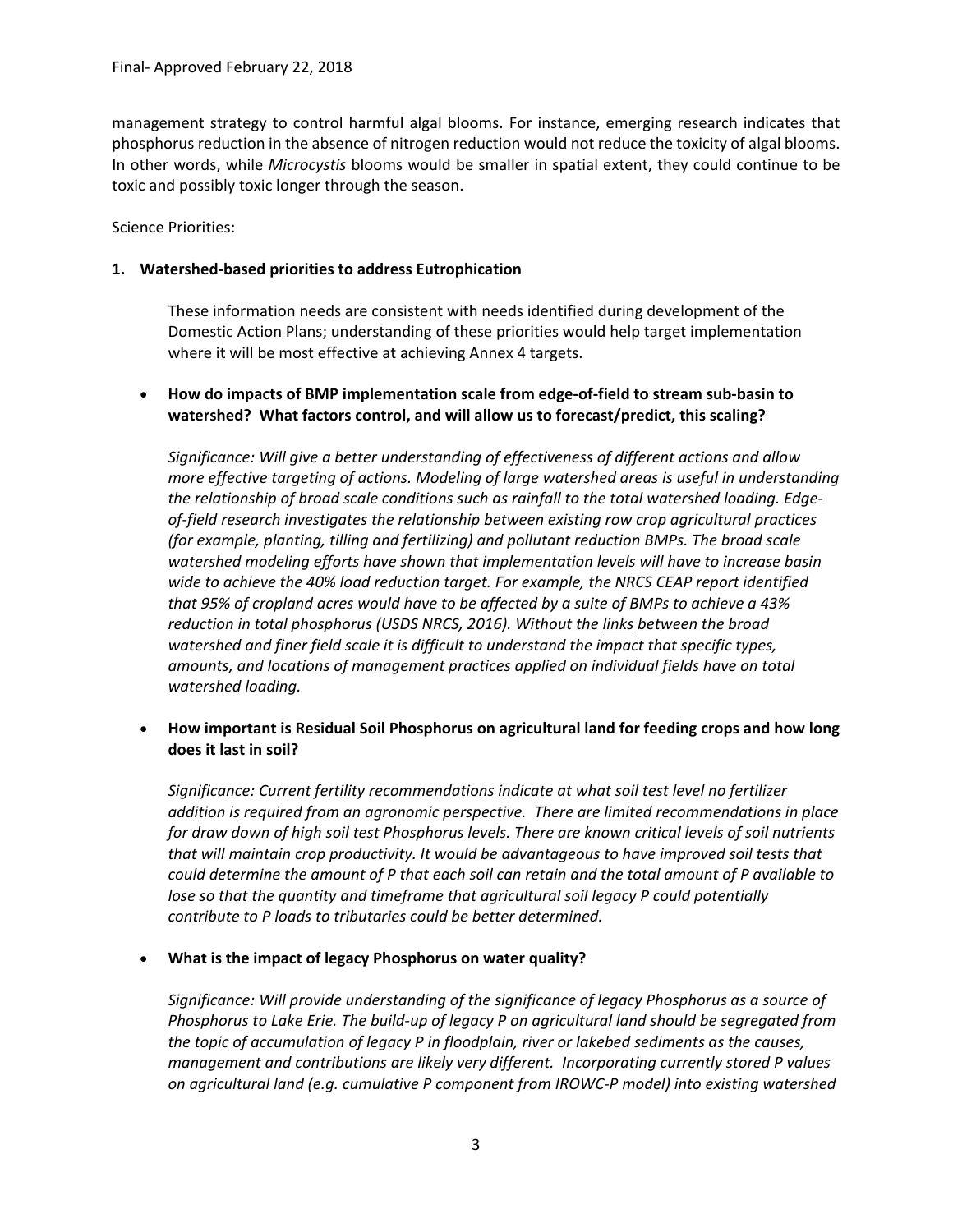management strategy to control harmful algal blooms. For instance, emerging research indicates that phosphorus reduction in the absence of nitrogen reduction would not reduce the toxicity of algal blooms. In other words, while *Microcystis* blooms would be smaller in spatial extent, they could continue to be toxic and possibly toxic longer through the season.

Science Priorities:

**1. Watershed-based priorities to address Eutrophication**

These information needs are consistent with needs identified during development of the Domestic Action Plans; understanding of these priorities would help target implementation where it will be most effective at achieving Annex 4 targets.

- **How do impacts of BMP implementation scale from edge-of-field to stream sub-basin to watershed? What factors control, and will allow us to forecast/predict, this scaling?**

  *Significance: Will give a better understanding of effectiveness of different actions and allow more effective targeting of actions. Modeling of large watershed areas is useful in understanding the relationship of broad scale conditions such as rainfall to the total watershed loading. Edge-of-field research investigates the relationship between existing row crop agricultural practices (for example, planting, tilling and fertilizing) and pollutant reduction BMPs. The broad scale watershed modeling efforts have shown that implementation levels will have to increase basin wide to achieve the 40% load reduction target. For example, the NRCS CEAP report identified that 95% of cropland acres would have to be affected by a suite of BMPs to achieve a 43% reduction in total phosphorus (USDS NRCS, 2016). Without the links between the broad watershed and finer field scale it is difficult to understand the impact that specific types, amounts, and locations of management practices applied on individual fields have on total watershed loading.*

- **How important is Residual Soil Phosphorus on agricultural land for feeding crops and how long does it last in soil?**

  *Significance: Current fertility recommendations indicate at what soil test level no fertilizer addition is required from an agronomic perspective. There are limited recommendations in place for draw down of high soil test Phosphorus levels. There are known critical levels of soil nutrients that will maintain crop productivity. It would be advantageous to have improved soil tests that could determine the amount of P that each soil can retain and the total amount of P available to lose so that the quantity and timeframe that agricultural soil legacy P could potentially contribute to P loads to tributaries could be better determined.*

- **What is the impact of legacy Phosphorus on water quality?**

  *Significance: Will provide understanding of the significance of legacy Phosphorus as a source of Phosphorus to Lake Erie. The build-up of legacy P on agricultural land should be segregated from the topic of accumulation of legacy P in floodplain, river or lakebed sediments as the causes, management and contributions are likely very different. Incorporating currently stored P values on agricultural land (e.g. cumulative P component from IROWC-P model) into existing watershed*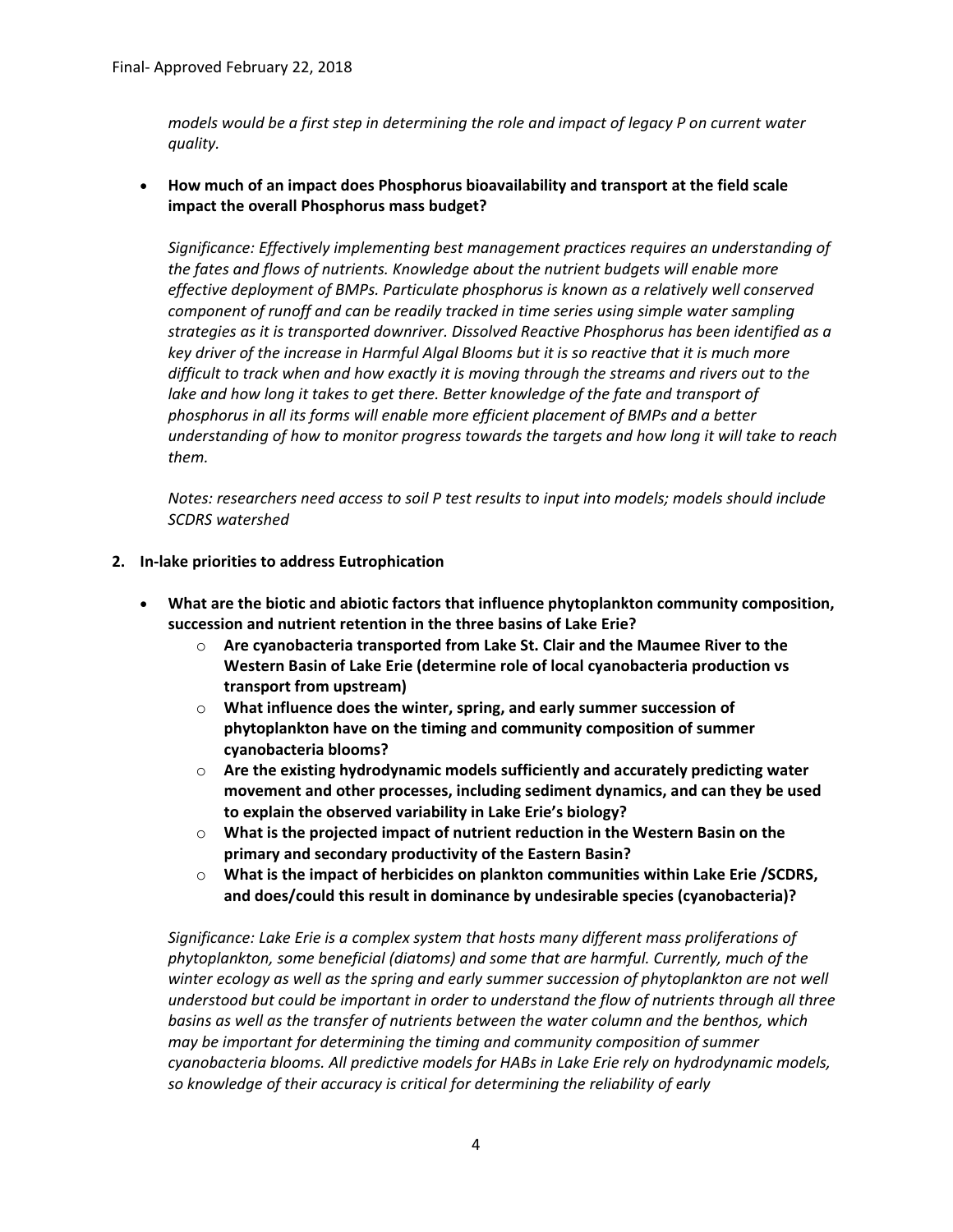*models would be a first step in determining the role and impact of legacy P on current water quality.*

- **How much of an impact does Phosphorus bioavailability and transport at the field scale impact the overall Phosphorus mass budget?**

  *Significance: Effectively implementing best management practices requires an understanding of the fates and flows of nutrients. Knowledge about the nutrient budgets will enable more effective deployment of BMPs. Particulate phosphorus is known as a relatively well conserved component of runoff and can be readily tracked in time series using simple water sampling strategies as it is transported downriver. Dissolved Reactive Phosphorus has been identified as a key driver of the increase in Harmful Algal Blooms but it is so reactive that it is much more difficult to track when and how exactly it is moving through the streams and rivers out to the lake and how long it takes to get there. Better knowledge of the fate and transport of phosphorus in all its forms will enable more efficient placement of BMPs and a better understanding of how to monitor progress towards the targets and how long it will take to reach them.*

  *Notes: researchers need access to soil P test results to input into models; models should include SCDRS watershed*

2. **In-lake priorities to address Eutrophication**

   - **What are the biotic and abiotic factors that influence phytoplankton community composition, succession and nutrient retention in the three basins of Lake Erie?**
     - **Are cyanobacteria transported from Lake St. Clair and the Maumee River to the Western Basin of Lake Erie (determine role of local cyanobacteria production vs transport from upstream)**
     - **What influence does the winter, spring, and early summer succession of phytoplankton have on the timing and community composition of summer cyanobacteria blooms?**
     - **Are the existing hydrodynamic models sufficiently and accurately predicting water movement and other processes, including sediment dynamics, and can they be used to explain the observed variability in Lake Erie's biology?**
     - **What is the projected impact of nutrient reduction in the Western Basin on the primary and secondary productivity of the Eastern Basin?**
     - **What is the impact of herbicides on plankton communities within Lake Erie /SCDRS, and does/could this result in dominance by undesirable species (cyanobacteria)?**

   *Significance: Lake Erie is a complex system that hosts many different mass proliferations of phytoplankton, some beneficial (diatoms) and some that are harmful. Currently, much of the winter ecology as well as the spring and early summer succession of phytoplankton are not well understood but could be important in order to understand the flow of nutrients through all three basins as well as the transfer of nutrients between the water column and the benthos, which may be important for determining the timing and community composition of summer cyanobacteria blooms. All predictive models for HABs in Lake Erie rely on hydrodynamic models, so knowledge of their accuracy is critical for determining the reliability of early*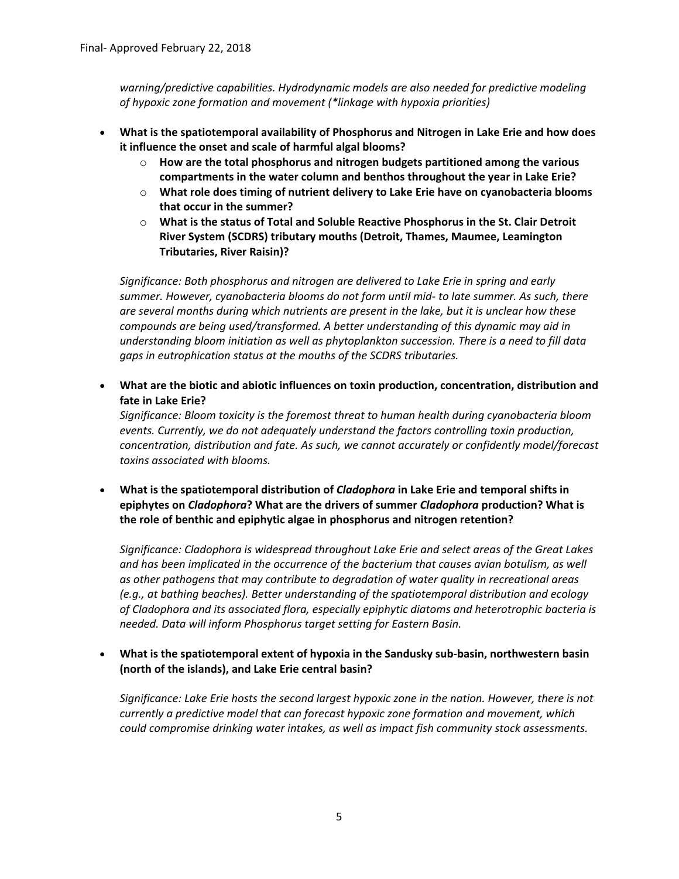*warning/predictive capabilities. Hydrodynamic models are also needed for predictive modeling of hypoxic zone formation and movement (*linkage with hypoxia priorities)*

- **What is the spatiotemporal availability of Phosphorus and Nitrogen in Lake Erie and how does it influence the onset and scale of harmful algal blooms?**
  - **How are the total phosphorus and nitrogen budgets partitioned among the various compartments in the water column and benthos throughout the year in Lake Erie?**
  - **What role does timing of nutrient delivery to Lake Erie have on cyanobacteria blooms that occur in the summer?**
  - **What is the status of Total and Soluble Reactive Phosphorus in the St. Clair Detroit River System (SCDRS) tributary mouths (Detroit, Thames, Maumee, Leamington Tributaries, River Raisin)?**

  *Significance: Both phosphorus and nitrogen are delivered to Lake Erie in spring and early summer. However, cyanobacteria blooms do not form until mid- to late summer. As such, there are several months during which nutrients are present in the lake, but it is unclear how these compounds are being used/transformed. A better understanding of this dynamic may aid in understanding bloom initiation as well as phytoplankton succession. There is a need to fill data gaps in eutrophication status at the mouths of the SCDRS tributaries.*

- **What are the biotic and abiotic influences on toxin production, concentration, distribution and fate in Lake Erie?**

  *Significance: Bloom toxicity is the foremost threat to human health during cyanobacteria bloom events. Currently, we do not adequately understand the factors controlling toxin production, concentration, distribution and fate. As such, we cannot accurately or confidently model/forecast toxins associated with blooms.*

- **What is the spatiotemporal distribution of *Cladophora* in Lake Erie and temporal shifts in epiphytes on *Cladophora*? What are the drivers of summer *Cladophora* production? What is the role of benthic and epiphytic algae in phosphorus and nitrogen retention?**

  *Significance: Cladophora is widespread throughout Lake Erie and select areas of the Great Lakes and has been implicated in the occurrence of the bacterium that causes avian botulism, as well as other pathogens that may contribute to degradation of water quality in recreational areas (e.g., at bathing beaches). Better understanding of the spatiotemporal distribution and ecology of Cladophora and its associated flora, especially epiphytic diatoms and heterotrophic bacteria is needed. Data will inform Phosphorus target setting for Eastern Basin.*

- **What is the spatiotemporal extent of hypoxia in the Sandusky sub-basin, northwestern basin (north of the islands), and Lake Erie central basin?**

  *Significance: Lake Erie hosts the second largest hypoxic zone in the nation. However, there is not currently a predictive model that can forecast hypoxic zone formation and movement, which could compromise drinking water intakes, as well as impact fish community stock assessments.*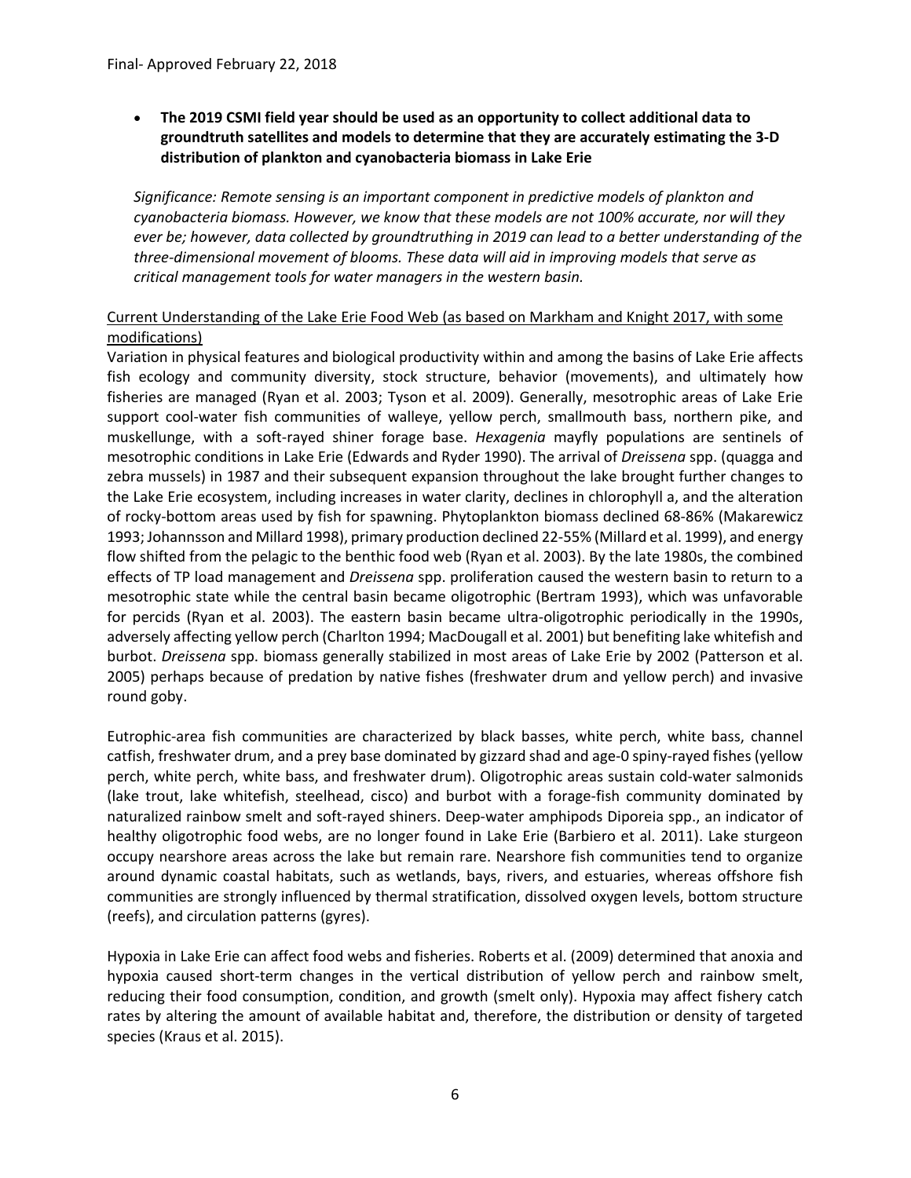- **The 2019 CSMI field year should be used as an opportunity to collect additional data to groundtruth satellites and models to determine that they are accurately estimating the 3-D distribution of plankton and cyanobacteria biomass in Lake Erie**

*Significance: Remote sensing is an important component in predictive models of plankton and cyanobacteria biomass. However, we know that these models are not 100% accurate, nor will they ever be; however, data collected by groundtruthing in 2019 can lead to a better understanding of the three-dimensional movement of blooms. These data will aid in improving models that serve as critical management tools for water managers in the western basin.*

<u>Current Understanding of the Lake Erie Food Web (as based on Markham and Knight 2017, with some modifications)</u>

Variation in physical features and biological productivity within and among the basins of Lake Erie affects fish ecology and community diversity, stock structure, behavior (movements), and ultimately how fisheries are managed (Ryan et al. 2003; Tyson et al. 2009). Generally, mesotrophic areas of Lake Erie support cool-water fish communities of walleye, yellow perch, smallmouth bass, northern pike, and muskellunge, with a soft-rayed shiner forage base. *Hexagenia* mayfly populations are sentinels of mesotrophic conditions in Lake Erie (Edwards and Ryder 1990). The arrival of *Dreissena* spp. (quagga and zebra mussels) in 1987 and their subsequent expansion throughout the lake brought further changes to the Lake Erie ecosystem, including increases in water clarity, declines in chlorophyll a, and the alteration of rocky-bottom areas used by fish for spawning. Phytoplankton biomass declined 68-86% (Makarewicz 1993; Johannsson and Millard 1998), primary production declined 22-55% (Millard et al. 1999), and energy flow shifted from the pelagic to the benthic food web (Ryan et al. 2003). By the late 1980s, the combined effects of TP load management and *Dreissena* spp. proliferation caused the western basin to return to a mesotrophic state while the central basin became oligotrophic (Bertram 1993), which was unfavorable for percids (Ryan et al. 2003). The eastern basin became ultra-oligotrophic periodically in the 1990s, adversely affecting yellow perch (Charlton 1994; MacDougall et al. 2001) but benefiting lake whitefish and burbot. *Dreissena* spp. biomass generally stabilized in most areas of Lake Erie by 2002 (Patterson et al. 2005) perhaps because of predation by native fishes (freshwater drum and yellow perch) and invasive round goby.

Eutrophic-area fish communities are characterized by black basses, white perch, white bass, channel catfish, freshwater drum, and a prey base dominated by gizzard shad and age-0 spiny-rayed fishes (yellow perch, white perch, white bass, and freshwater drum). Oligotrophic areas sustain cold-water salmonids (lake trout, lake whitefish, steelhead, cisco) and burbot with a forage-fish community dominated by naturalized rainbow smelt and soft-rayed shiners. Deep-water amphipods Diporeia spp., an indicator of healthy oligotrophic food webs, are no longer found in Lake Erie (Barbiero et al. 2011). Lake sturgeon occupy nearshore areas across the lake but remain rare. Nearshore fish communities tend to organize around dynamic coastal habitats, such as wetlands, bays, rivers, and estuaries, whereas offshore fish communities are strongly influenced by thermal stratification, dissolved oxygen levels, bottom structure (reefs), and circulation patterns (gyres).

Hypoxia in Lake Erie can affect food webs and fisheries. Roberts et al. (2009) determined that anoxia and hypoxia caused short-term changes in the vertical distribution of yellow perch and rainbow smelt, reducing their food consumption, condition, and growth (smelt only). Hypoxia may affect fishery catch rates by altering the amount of available habitat and, therefore, the distribution or density of targeted species (Kraus et al. 2015).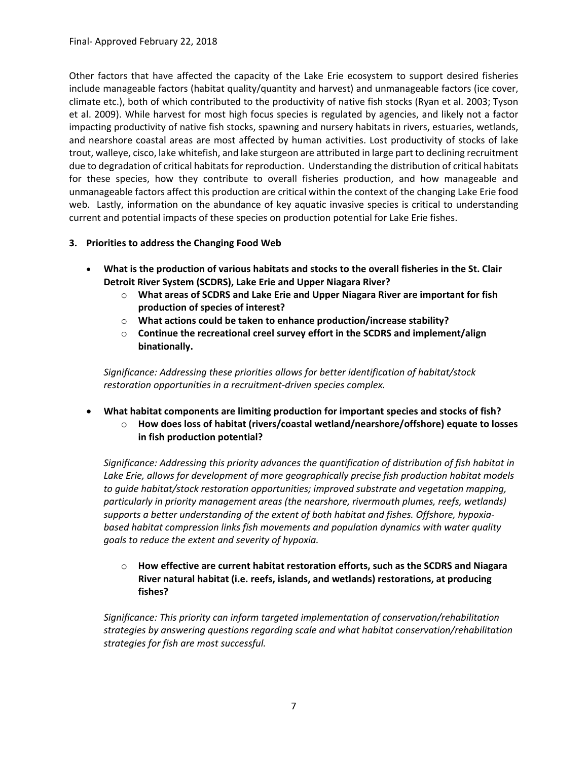Other factors that have affected the capacity of the Lake Erie ecosystem to support desired fisheries include manageable factors (habitat quality/quantity and harvest) and unmanageable factors (ice cover, climate etc.), both of which contributed to the productivity of native fish stocks (Ryan et al. 2003; Tyson et al. 2009). While harvest for most high focus species is regulated by agencies, and likely not a factor impacting productivity of native fish stocks, spawning and nursery habitats in rivers, estuaries, wetlands, and nearshore coastal areas are most affected by human activities. Lost productivity of stocks of lake trout, walleye, cisco, lake whitefish, and lake sturgeon are attributed in large part to declining recruitment due to degradation of critical habitats for reproduction. Understanding the distribution of critical habitats for these species, how they contribute to overall fisheries production, and how manageable and unmanageable factors affect this production are critical within the context of the changing Lake Erie food web. Lastly, information on the abundance of key aquatic invasive species is critical to understanding current and potential impacts of these species on production potential for Lake Erie fishes.

**3. Priorities to address the Changing Food Web**

- **What is the production of various habitats and stocks to the overall fisheries in the St. Clair Detroit River System (SCDRS), Lake Erie and Upper Niagara River?**
  - **What areas of SCDRS and Lake Erie and Upper Niagara River are important for fish production of species of interest?**
  - **What actions could be taken to enhance production/increase stability?**
  - **Continue the recreational creel survey effort in the SCDRS and implement/align binationally.**

  *Significance: Addressing these priorities allows for better identification of habitat/stock restoration opportunities in a recruitment-driven species complex.*

- **What habitat components are limiting production for important species and stocks of fish?**
  - **How does loss of habitat (rivers/coastal wetland/nearshore/offshore) equate to losses in fish production potential?**

  *Significance: Addressing this priority advances the quantification of distribution of fish habitat in Lake Erie, allows for development of more geographically precise fish production habitat models to guide habitat/stock restoration opportunities; improved substrate and vegetation mapping, particularly in priority management areas (the nearshore, rivermouth plumes, reefs, wetlands) supports a better understanding of the extent of both habitat and fishes. Offshore, hypoxia-based habitat compression links fish movements and population dynamics with water quality goals to reduce the extent and severity of hypoxia.*

  - **How effective are current habitat restoration efforts, such as the SCDRS and Niagara River natural habitat (i.e. reefs, islands, and wetlands) restorations, at producing fishes?**

  *Significance: This priority can inform targeted implementation of conservation/rehabilitation strategies by answering questions regarding scale and what habitat conservation/rehabilitation strategies for fish are most successful.*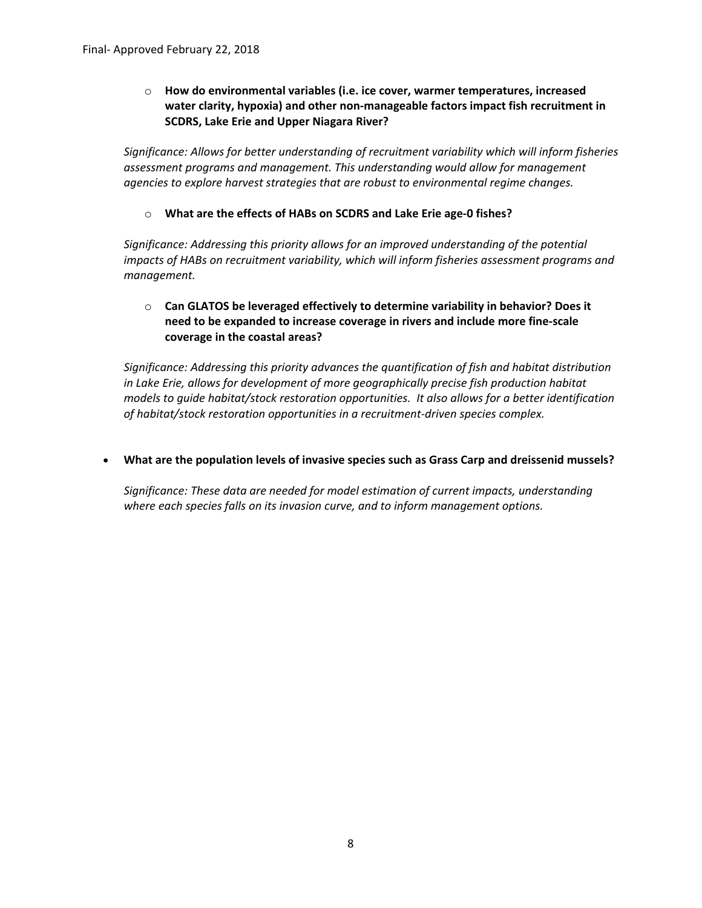- **How do environmental variables (i.e. ice cover, warmer temperatures, increased water clarity, hypoxia) and other non-manageable factors impact fish recruitment in SCDRS, Lake Erie and Upper Niagara River?**

  *Significance: Allows for better understanding of recruitment variability which will inform fisheries assessment programs and management. This understanding would allow for management agencies to explore harvest strategies that are robust to environmental regime changes.*

- **What are the effects of HABs on SCDRS and Lake Erie age-0 fishes?**

  *Significance: Addressing this priority allows for an improved understanding of the potential impacts of HABs on recruitment variability, which will inform fisheries assessment programs and management.*

- **Can GLATOS be leveraged effectively to determine variability in behavior? Does it need to be expanded to increase coverage in rivers and include more fine-scale coverage in the coastal areas?**

  *Significance: Addressing this priority advances the quantification of fish and habitat distribution in Lake Erie, allows for development of more geographically precise fish production habitat models to guide habitat/stock restoration opportunities. It also allows for a better identification of habitat/stock restoration opportunities in a recruitment-driven species complex.*

- **What are the population levels of invasive species such as Grass Carp and dreissenid mussels?**

  *Significance: These data are needed for model estimation of current impacts, understanding where each species falls on its invasion curve, and to inform management options.*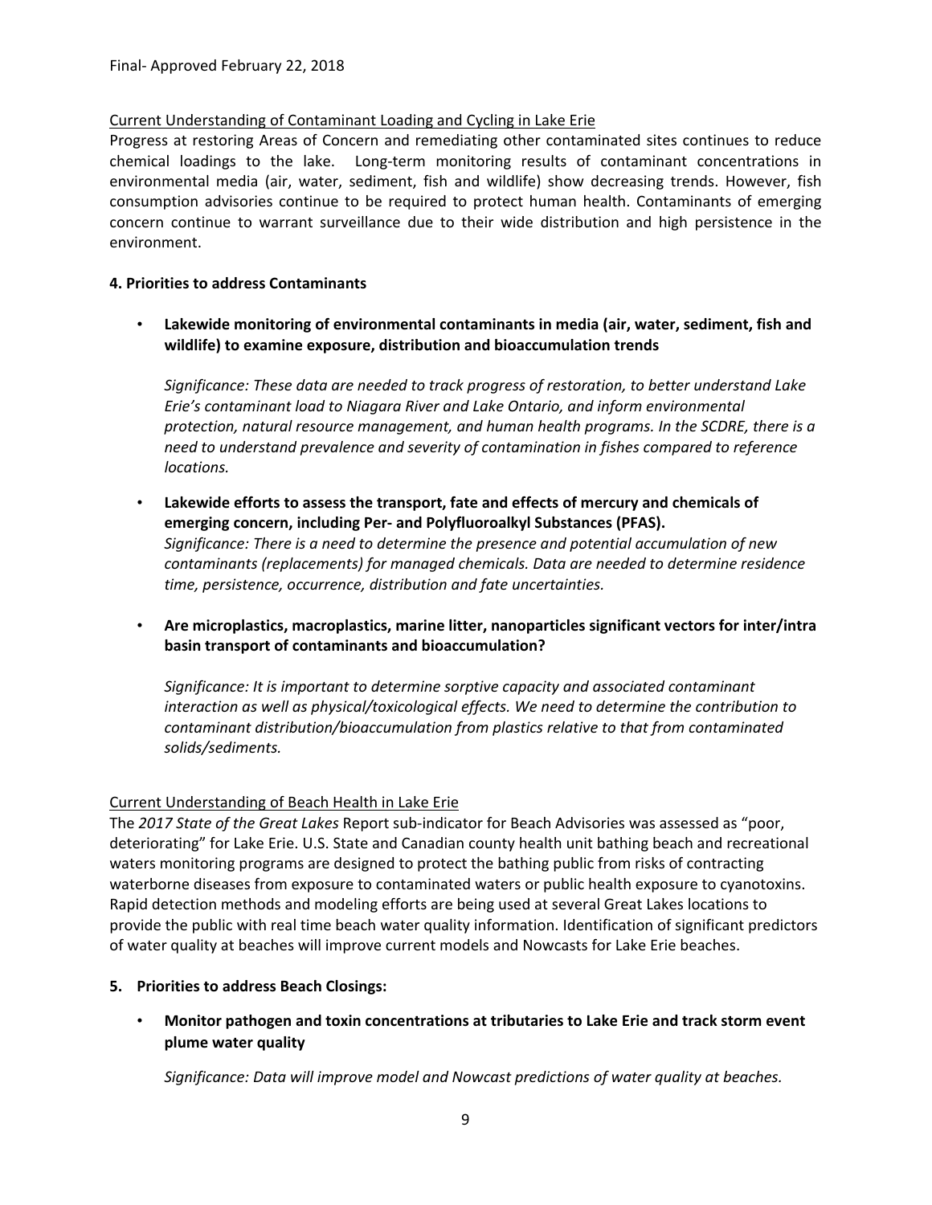Current Understanding of Contaminant Loading and Cycling in Lake Erie

Progress at restoring Areas of Concern and remediating other contaminated sites continues to reduce chemical loadings to the lake. Long-term monitoring results of contaminant concentrations in environmental media (air, water, sediment, fish and wildlife) show decreasing trends. However, fish consumption advisories continue to be required to protect human health. Contaminants of emerging concern continue to warrant surveillance due to their wide distribution and high persistence in the environment.

**4. Priorities to address Contaminants**

- **Lakewide monitoring of environmental contaminants in media (air, water, sediment, fish and wildlife) to examine exposure, distribution and bioaccumulation trends**

  *Significance: These data are needed to track progress of restoration, to better understand Lake Erie's contaminant load to Niagara River and Lake Ontario, and inform environmental protection, natural resource management, and human health programs. In the SCDRE, there is a need to understand prevalence and severity of contamination in fishes compared to reference locations.*

- **Lakewide efforts to assess the transport, fate and effects of mercury and chemicals of emerging concern, including Per- and Polyfluoroalkyl Substances (PFAS).**
  *Significance: There is a need to determine the presence and potential accumulation of new contaminants (replacements) for managed chemicals. Data are needed to determine residence time, persistence, occurrence, distribution and fate uncertainties.*

- **Are microplastics, macroplastics, marine litter, nanoparticles significant vectors for inter/intra basin transport of contaminants and bioaccumulation?**

  *Significance: It is important to determine sorptive capacity and associated contaminant interaction as well as physical/toxicological effects. We need to determine the contribution to contaminant distribution/bioaccumulation from plastics relative to that from contaminated solids/sediments.*

Current Understanding of Beach Health in Lake Erie

The *2017 State of the Great Lakes* Report sub-indicator for Beach Advisories was assessed as "poor, deteriorating" for Lake Erie. U.S. State and Canadian county health unit bathing beach and recreational waters monitoring programs are designed to protect the bathing public from risks of contracting waterborne diseases from exposure to contaminated waters or public health exposure to cyanotoxins. Rapid detection methods and modeling efforts are being used at several Great Lakes locations to provide the public with real time beach water quality information. Identification of significant predictors of water quality at beaches will improve current models and Nowcasts for Lake Erie beaches.

**5. Priorities to address Beach Closings:**

- **Monitor pathogen and toxin concentrations at tributaries to Lake Erie and track storm event plume water quality**

  *Significance: Data will improve model and Nowcast predictions of water quality at beaches.*